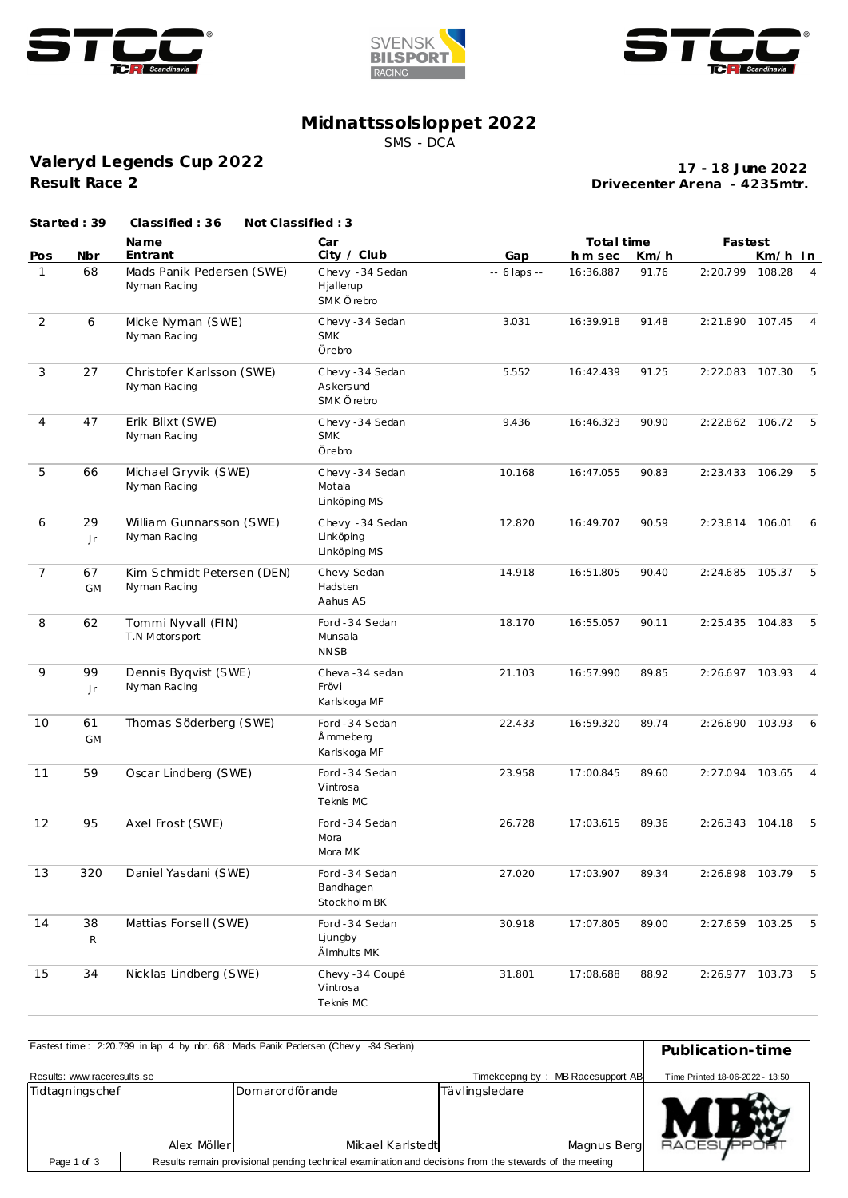# Midnattssolsloppet 2022

SMS - DCA

## Valeryd Legends Cup 2022

**Result Race 2**

**17 - 18 June 2022**
**Drivecenter Arena - 4235mtr.**

**Started : 39** **Classified : 36** **Not Classified : 3**

| Pos | Nbr | Name / Entrant | Car / City / Club | Gap | Total time h m sec | Km/h | Fastest | Km/h | In |
|---|---|---|---|---|---|---|---|---|---|
| 1 | 68 | Mads Panik Pedersen (SWE) Nyman Racing | Chevy -34 Sedan Hjallerup SMK Örebro | -- 6 laps -- | 16:36.887 | 91.76 | 2:20.799 | 108.28 | 4 |
| 2 | 6 | Micke Nyman (SWE) Nyman Racing | Chevy -34 Sedan SMK Örebro | 3.031 | 16:39.918 | 91.48 | 2:21.890 | 107.45 | 4 |
| 3 | 27 | Christofer Karlsson (SWE) Nyman Racing | Chevy -34 Sedan Askersund SMK Örebro | 5.552 | 16:42.439 | 91.25 | 2:22.083 | 107.30 | 5 |
| 4 | 47 | Erik Blixt (SWE) Nyman Racing | Chevy -34 Sedan SMK Örebro | 9.436 | 16:46.323 | 90.90 | 2:22.862 | 106.72 | 5 |
| 5 | 66 | Michael Gryvik (SWE) Nyman Racing | Chevy -34 Sedan Motala Linköping MS | 10.168 | 16:47.055 | 90.83 | 2:23.433 | 106.29 | 5 |
| 6 | 29 Jr | William Gunnarsson (SWE) Nyman Racing | Chevy -34 Sedan Linköping Linköping MS | 12.820 | 16:49.707 | 90.59 | 2:23.814 | 106.01 | 6 |
| 7 | 67 GM | Kim Schmidt Petersen (DEN) Nyman Racing | Chevy Sedan Hadsten Aahus AS | 14.918 | 16:51.805 | 90.40 | 2:24.685 | 105.37 | 5 |
| 8 | 62 | Tommi Nyvall (FIN) T.N Motorsport | Ford -34 Sedan Munsala NNSB | 18.170 | 16:55.057 | 90.11 | 2:25.435 | 104.83 | 5 |
| 9 | 99 Jr | Dennis Byqvist (SWE) Nyman Racing | Cheva -34 sedan Frövi Karlskoga MF | 21.103 | 16:57.990 | 89.85 | 2:26.697 | 103.93 | 4 |
| 10 | 61 GM | Thomas Söderberg (SWE) | Ford -34 Sedan Åmmeberg Karlskoga MF | 22.433 | 16:59.320 | 89.74 | 2:26.690 | 103.93 | 6 |
| 11 | 59 | Oscar Lindberg (SWE) | Ford -34 Sedan Vintrosa Teknis MC | 23.958 | 17:00.845 | 89.60 | 2:27.094 | 103.65 | 4 |
| 12 | 95 | Axel Frost (SWE) | Ford -34 Sedan Mora Mora MK | 26.728 | 17:03.615 | 89.36 | 2:26.343 | 104.18 | 5 |
| 13 | 320 | Daniel Yasdani (SWE) | Ford -34 Sedan Bandhagen Stockholm BK | 27.020 | 17:03.907 | 89.34 | 2:26.898 | 103.79 | 5 |
| 14 | 38 R | Mattias Forsell (SWE) | Ford -34 Sedan Ljungby Älmhults MK | 30.918 | 17:07.805 | 89.00 | 2:27.659 | 103.25 | 5 |
| 15 | 34 | Nicklas Lindberg (SWE) | Chevy -34 Coupé Vintrosa Teknis MC | 31.801 | 17:08.688 | 88.92 | 2:26.977 | 103.73 | 5 |

Fastest time : 2:20.799 in lap 4 by nbr. 68 : Mads Panik Pedersen (Chevy -34 Sedan)

**Publication-time**

Results: www.raceresults.se

Timekeeping by : MB Racesupport AB

Time Printed 18-06-2022 - 13:50

| Tidtagningschef | Domarordförande | Tävlingsledare |
|---|---|---|
| Alex Möller | Mikael Karlstedt | Magnus Berg |

Results remain provisional pending technical examination and decisions from the stewards of the meeting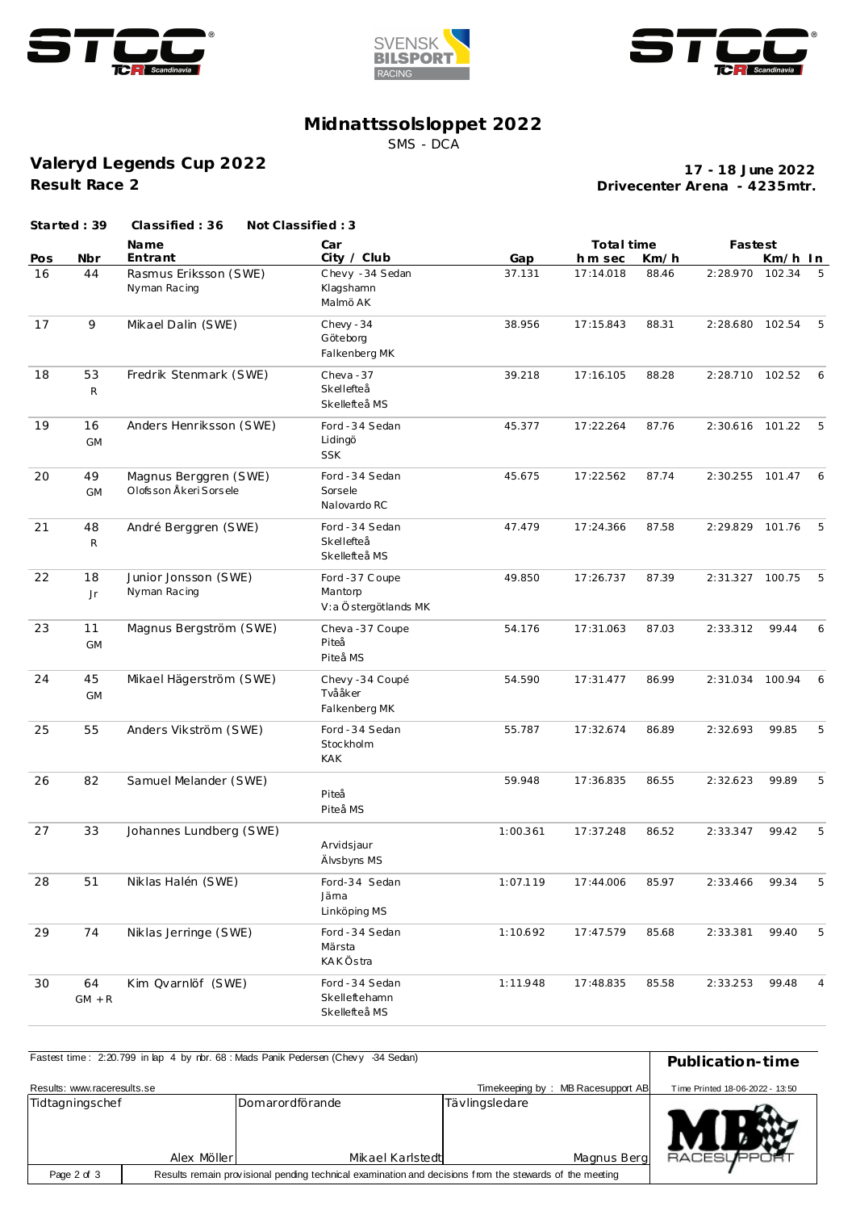# Midnattssolsloppet 2022

SMS - DCA

## Valeryd Legends Cup 2022

**Result Race 2**

**17 - 18 June 2022**
**Drivecenter Arena - 4235mtr.**

**Started : 39** **Classified : 36** **Not Classified : 3**

| Pos | Nbr | Name / Entrant | Car / City / Club | Gap | Total time h m sec | Km/h | Fastest | Km/h | In |
|---|---|---|---|---|---|---|---|---|---|
| 16 | 44 | Rasmus Eriksson (SWE) Nyman Racing | Chevy -34 Sedan Klagshamn Malmö AK | 37.131 | 17:14.018 | 88.46 | 2:28.970 | 102.34 | 5 |
| 17 | 9 | Mikael Dalin (SWE) | Chevy -34 Göteborg Falkenberg MK | 38.956 | 17:15.843 | 88.31 | 2:28.680 | 102.54 | 5 |
| 18 | 53 R | Fredrik Stenmark (SWE) | Cheva -37 Skellefteå Skellefteå MS | 39.218 | 17:16.105 | 88.28 | 2:28.710 | 102.52 | 6 |
| 19 | 16 GM | Anders Henriksson (SWE) | Ford -34 Sedan Lidingö SSK | 45.377 | 17:22.264 | 87.76 | 2:30.616 | 101.22 | 5 |
| 20 | 49 GM | Magnus Berggren (SWE) Olofsson Åkeri Sorsele | Ford -34 Sedan Sorsele Nalovardo RC | 45.675 | 17:22.562 | 87.74 | 2:30.255 | 101.47 | 6 |
| 21 | 48 R | André Berggren (SWE) | Ford -34 Sedan Skellefteå Skellefteå MS | 47.479 | 17:24.366 | 87.58 | 2:29.829 | 101.76 | 5 |
| 22 | 18 Jr | Junior Jonsson (SWE) Nyman Racing | Ford -37 Coupe Mantorp V:a Östergötlands MK | 49.850 | 17:26.737 | 87.39 | 2:31.327 | 100.75 | 5 |
| 23 | 11 GM | Magnus Bergström (SWE) | Cheva -37 Coupe Piteå Piteå MS | 54.176 | 17:31.063 | 87.03 | 2:33.312 | 99.44 | 6 |
| 24 | 45 GM | Mikael Hägerström (SWE) | Chevy -34 Coupé Tvååker Falkenberg MK | 54.590 | 17:31.477 | 86.99 | 2:31.034 | 100.94 | 6 |
| 25 | 55 | Anders Vikström (SWE) | Ford -34 Sedan Stockholm KAK | 55.787 | 17:32.674 | 86.89 | 2:32.693 | 99.85 | 5 |
| 26 | 82 | Samuel Melander (SWE) | Piteå Piteå MS | 59.948 | 17:36.835 | 86.55 | 2:32.623 | 99.89 | 5 |
| 27 | 33 | Johannes Lundberg (SWE) | Arvidsjaur Älvsbyns MS | 1:00.361 | 17:37.248 | 86.52 | 2:33.347 | 99.42 | 5 |
| 28 | 51 | Niklas Halén (SWE) | Ford-34 Sedan Järna Linköping MS | 1:07.119 | 17:44.006 | 85.97 | 2:33.466 | 99.34 | 5 |
| 29 | 74 | Niklas Jerringe (SWE) | Ford -34 Sedan Märsta KAK Östra | 1:10.692 | 17:47.579 | 85.68 | 2:33.381 | 99.40 | 5 |
| 30 | 64 GM + R | Kim Qvarnlöf (SWE) | Ford -34 Sedan Skelleftehamn Skellefteå MS | 1:11.948 | 17:48.835 | 85.58 | 2:33.253 | 99.48 | 4 |

Fastest time : 2:20.799 in lap 4 by nbr. 68 : Mads Panik Pedersen (Chevy -34 Sedan)

**Publication-time**

Results: www.raceresults.se

Timekeeping by : MB Racesupport AB

Time Printed 18-06-2022 - 13:50

| Tidtagningschef | Domarordförande | Tävlingsledare |
|---|---|---|
| Alex Möller | Mikael Karlstedt | Magnus Berg |

Results remain provisional pending technical examination and decisions from the stewards of the meeting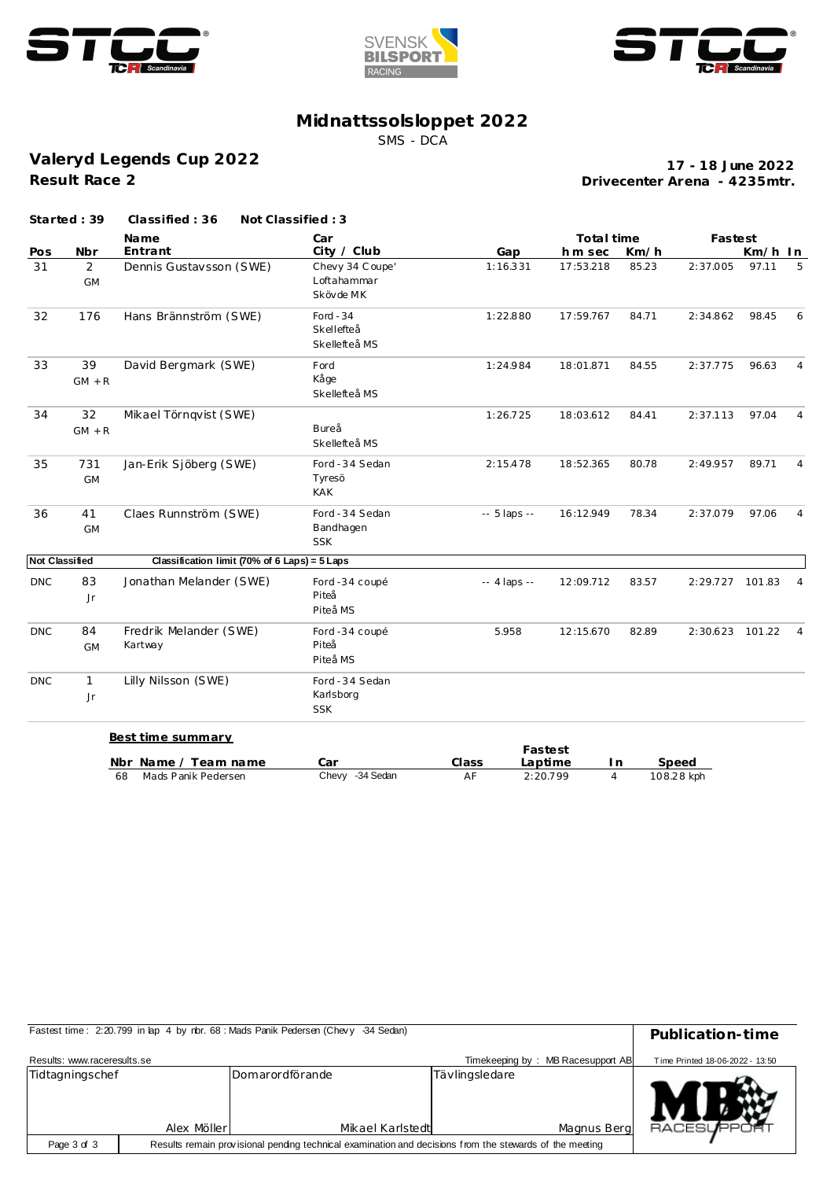# Midnattssolsloppet 2022

SMS - DCA

## Valeryd Legends Cup 2022

**Result Race 2**

**17 - 18 June 2022**
**Drivecenter Arena - 4235mtr.**

**Started : 39  Classified : 36  Not Classified : 3**

| Pos | Nbr | Name / Entrant | Car / City / Club | Gap | Total time h m sec | Km/h | Fastest | Km/h | In |
|---|---|---|---|---|---|---|---|---|---|
| 31 | 2 GM | Dennis Gustavsson (SWE) | Chevy 34 Coupe' / Loftahammar / Skövde MK | 1:16.331 | 17:53.218 | 85.23 | 2:37.005 | 97.11 | 5 |
| 32 | 176 | Hans Brännström (SWE) | Ford -34 / Skellefteå / Skellefteå MS | 1:22.880 | 17:59.767 | 84.71 | 2:34.862 | 98.45 | 6 |
| 33 | 39 GM + R | David Bergmark (SWE) | Ford / Kåge / Skellefteå MS | 1:24.984 | 18:01.871 | 84.55 | 2:37.775 | 96.63 | 4 |
| 34 | 32 GM + R | Mikael Törnqvist (SWE) | Bureå / Skellefteå MS | 1:26.725 | 18:03.612 | 84.41 | 2:37.113 | 97.04 | 4 |
| 35 | 731 GM | Jan-Erik Sjöberg (SWE) | Ford -34 Sedan / Tyresö / KAK | 2:15.478 | 18:52.365 | 80.78 | 2:49.957 | 89.71 | 4 |
| 36 | 41 GM | Claes Runnström (SWE) | Ford -34 Sedan / Bandhagen / SSK | -- 5 laps -- | 16:12.949 | 78.34 | 2:37.079 | 97.06 | 4 |
| **Not Classified** | | **Classification limit (70% of 6 Laps) = 5 Laps** | | | | | | | |
| DNC | 83 Jr | Jonathan Melander (SWE) | Ford -34 coupé / Piteå / Piteå MS | -- 4 laps -- | 12:09.712 | 83.57 | 2:29.727 | 101.83 | 4 |
| DNC | 84 GM | Fredrik Melander (SWE) / Kartway | Ford -34 coupé / Piteå / Piteå MS | 5.958 | 12:15.670 | 82.89 | 2:30.623 | 101.22 | 4 |
| DNC | 1 Jr | Lilly Nilsson (SWE) | Ford -34 Sedan / Karlsborg / SSK | | | | | | |

**Best time summary**

| Nbr | Name / Team name | Car | Class | Fastest Laptime | In | Speed |
|---|---|---|---|---|---|---|
| 68 | Mads Panik Pedersen | Chevy -34 Sedan | AF | 2:20.799 | 4 | 108.28 kph |

Fastest time : 2:20.799 in lap 4 by nbr. 68 : Mads Panik Pedersen (Chevy -34 Sedan)

Results: www.raceresults.se

Timekeeping by : MB Racesupport AB

**Publication-time**

Time Printed 18-06-2022 - 13:50

| Tidtagningschef | Domarordförande | Tävlingsledare |
|---|---|---|
| Alex Möller | Mikael Karlstedt | Magnus Berg |

Results remain provisional pending technical examination and decisions from the stewards of the meeting